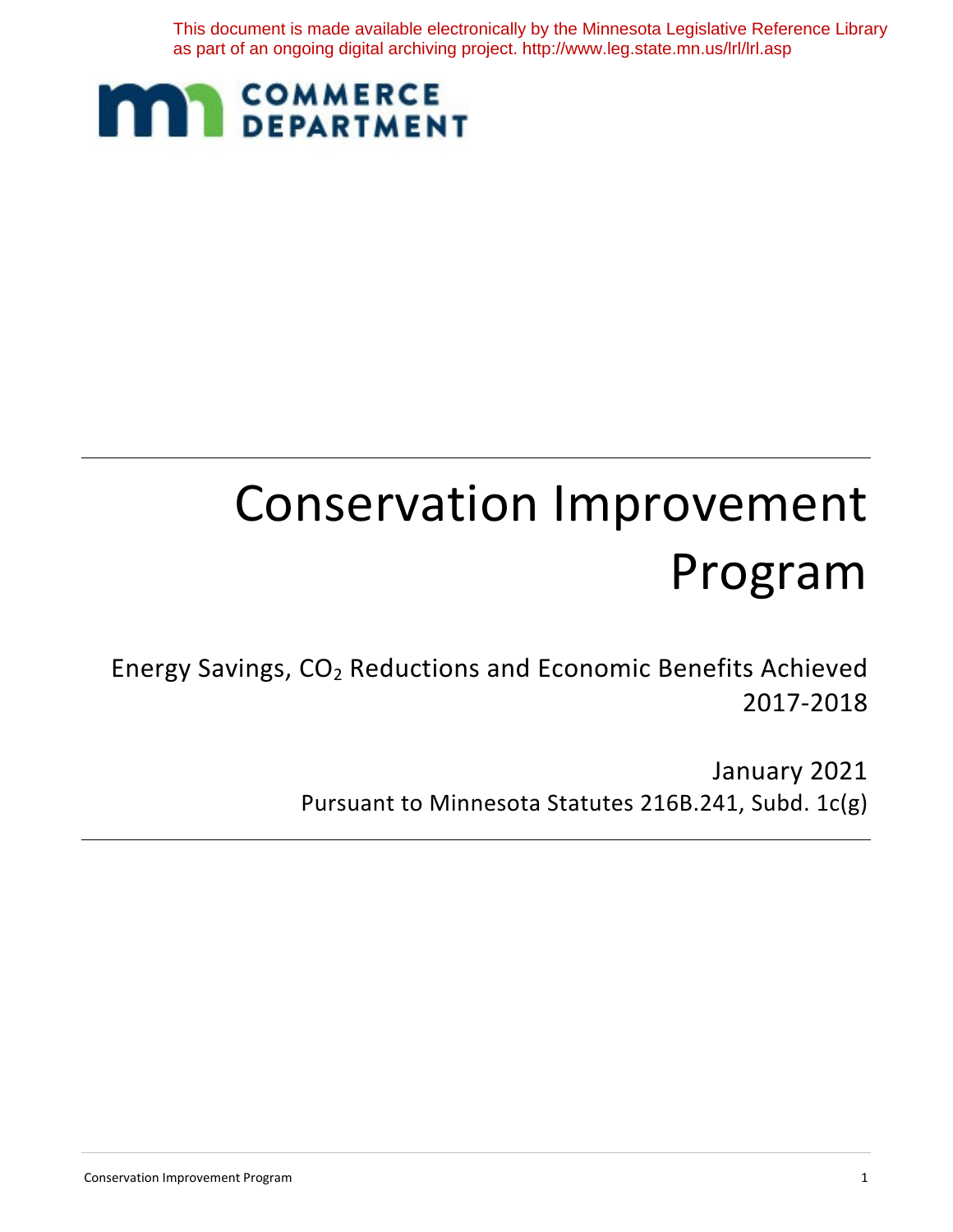This document is made available electronically by the Minnesota Legislative Reference Library as part of an ongoing digital archiving project. http://www.leg.state.mn.us/lrl/lrl.asp

COMMERCE DEPARTMENT

# Conservation Improvement Program

Energy Savings, $CO_2$ Reductions and Economic Benefits Achieved 2017-2018

January 2021

Pursuant to Minnesota Statutes 216B.241, Subd. 1c(g)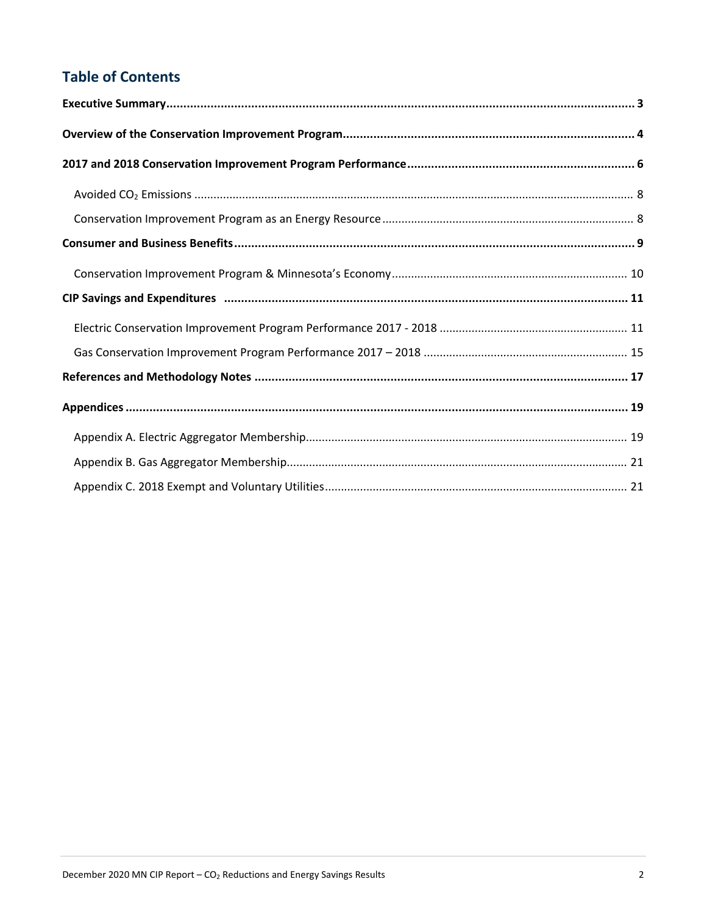## Table of Contents

**Executive Summary** ........................................ **3**

**Overview of the Conservation Improvement Program** ........................................ **4**

**2017 and 2018 Conservation Improvement Program Performance** ........................................ **6**

- Avoided $CO_2$ Emissions ........................................ 8
- Conservation Improvement Program as an Energy Resource ........................................ 8

**Consumer and Business Benefits** ........................................ **9**

- Conservation Improvement Program & Minnesota's Economy ........................................ 10

**CIP Savings and Expenditures** ........................................ **11**

- Electric Conservation Improvement Program Performance 2017 - 2018 ........................................ 11
- Gas Conservation Improvement Program Performance 2017 – 2018 ........................................ 15

**References and Methodology Notes** ........................................ **17**

**Appendices** ........................................ **19**

- Appendix A. Electric Aggregator Membership ........................................ 19
- Appendix B. Gas Aggregator Membership ........................................ 21
- Appendix C. 2018 Exempt and Voluntary Utilities ........................................ 21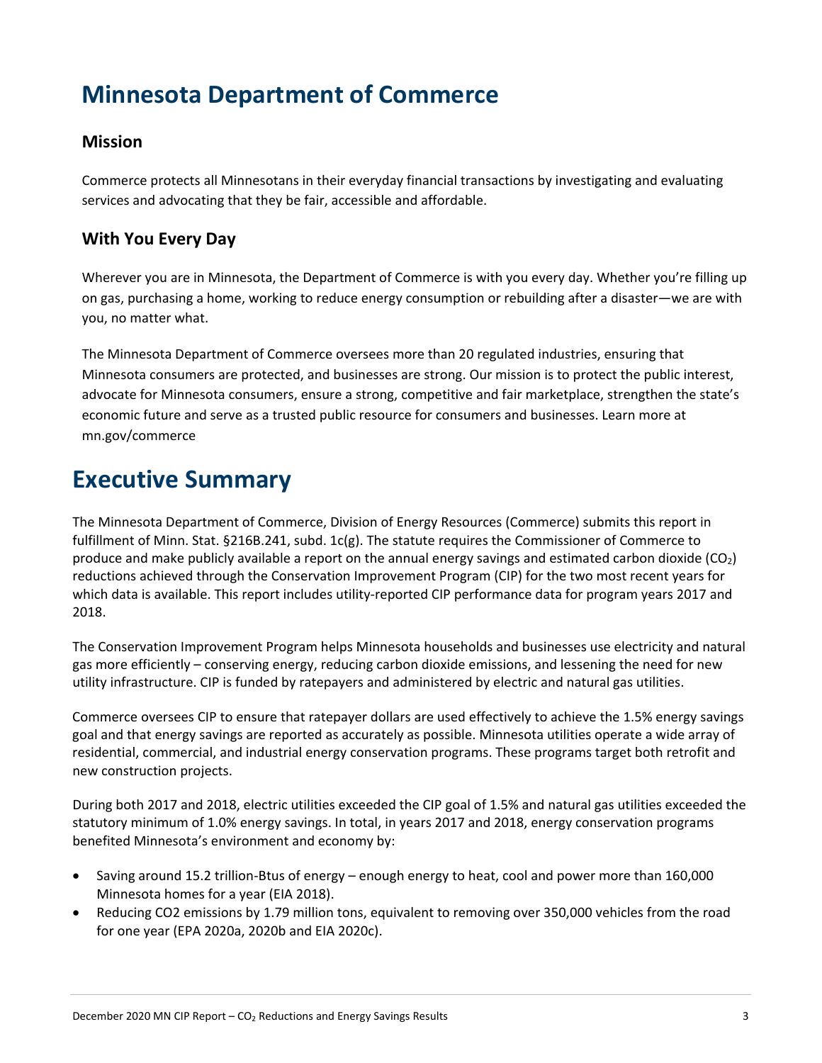# Minnesota Department of Commerce

### Mission

Commerce protects all Minnesotans in their everyday financial transactions by investigating and evaluating services and advocating that they be fair, accessible and affordable.

### With You Every Day

Wherever you are in Minnesota, the Department of Commerce is with you every day. Whether you're filling up on gas, purchasing a home, working to reduce energy consumption or rebuilding after a disaster—we are with you, no matter what.

The Minnesota Department of Commerce oversees more than 20 regulated industries, ensuring that Minnesota consumers are protected, and businesses are strong. Our mission is to protect the public interest, advocate for Minnesota consumers, ensure a strong, competitive and fair marketplace, strengthen the state's economic future and serve as a trusted public resource for consumers and businesses. Learn more at mn.gov/commerce

# Executive Summary

The Minnesota Department of Commerce, Division of Energy Resources (Commerce) submits this report in fulfillment of Minn. Stat. §216B.241, subd. 1c(g). The statute requires the Commissioner of Commerce to produce and make publicly available a report on the annual energy savings and estimated carbon dioxide ($CO_2$) reductions achieved through the Conservation Improvement Program (CIP) for the two most recent years for which data is available. This report includes utility-reported CIP performance data for program years 2017 and 2018.

The Conservation Improvement Program helps Minnesota households and businesses use electricity and natural gas more efficiently – conserving energy, reducing carbon dioxide emissions, and lessening the need for new utility infrastructure. CIP is funded by ratepayers and administered by electric and natural gas utilities.

Commerce oversees CIP to ensure that ratepayer dollars are used effectively to achieve the 1.5% energy savings goal and that energy savings are reported as accurately as possible. Minnesota utilities operate a wide array of residential, commercial, and industrial energy conservation programs. These programs target both retrofit and new construction projects.

During both 2017 and 2018, electric utilities exceeded the CIP goal of 1.5% and natural gas utilities exceeded the statutory minimum of 1.0% energy savings. In total, in years 2017 and 2018, energy conservation programs benefited Minnesota's environment and economy by:

- Saving around 15.2 trillion-Btus of energy – enough energy to heat, cool and power more than 160,000 Minnesota homes for a year (EIA 2018).
- Reducing CO2 emissions by 1.79 million tons, equivalent to removing over 350,000 vehicles from the road for one year (EPA 2020a, 2020b and EIA 2020c).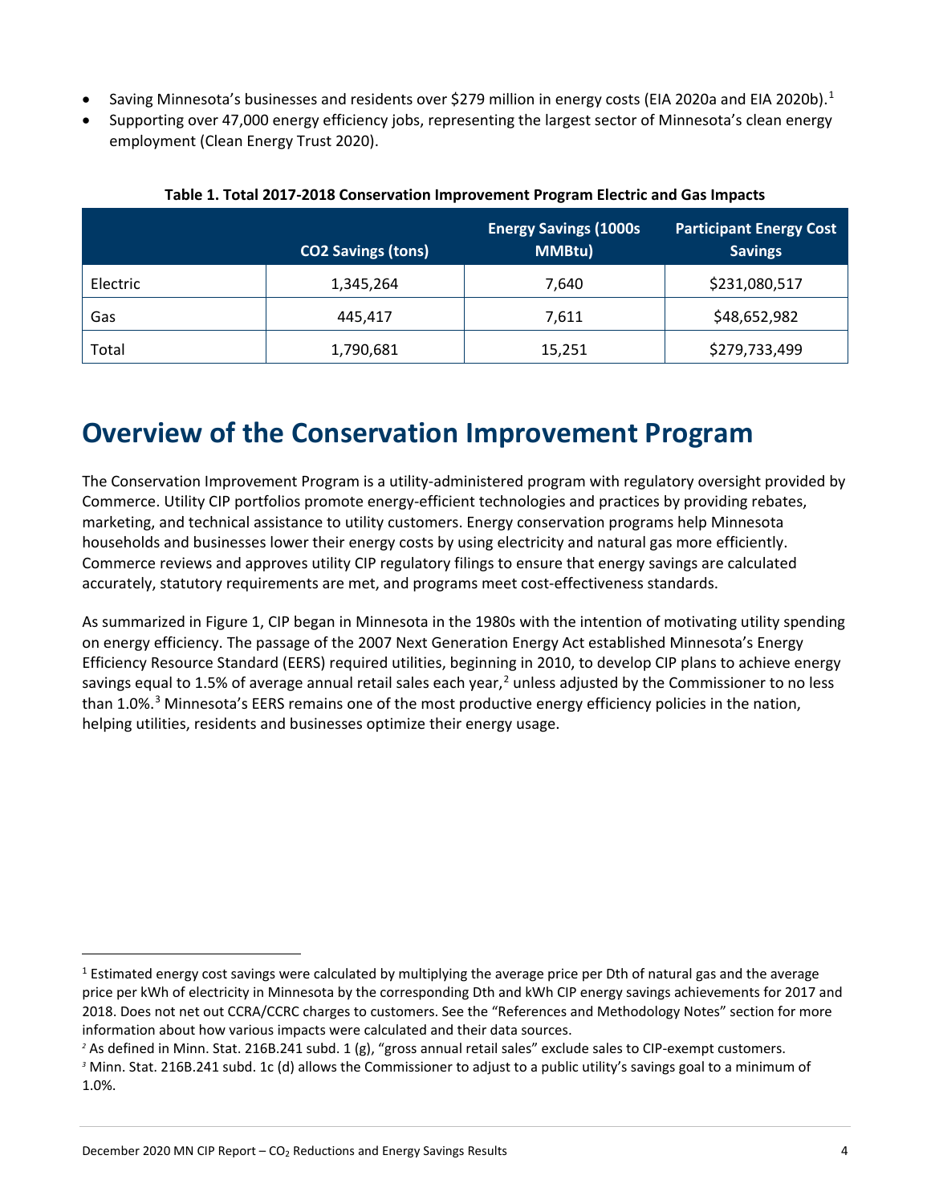- Saving Minnesota's businesses and residents over $279 million in energy costs (EIA 2020a and EIA 2020b).[1]
- Supporting over 47,000 energy efficiency jobs, representing the largest sector of Minnesota's clean energy employment (Clean Energy Trust 2020).

**Table 1. Total 2017-2018 Conservation Improvement Program Electric and Gas Impacts**

| | CO2 Savings (tons) | Energy Savings (1000s MMBtu) | Participant Energy Cost Savings |
|---|---|---|---|
| Electric | 1,345,264 | 7,640 | $231,080,517 |
| Gas | 445,417 | 7,611 | $48,652,982 |
| Total | 1,790,681 | 15,251 | $279,733,499 |

# Overview of the Conservation Improvement Program

The Conservation Improvement Program is a utility-administered program with regulatory oversight provided by Commerce. Utility CIP portfolios promote energy-efficient technologies and practices by providing rebates, marketing, and technical assistance to utility customers. Energy conservation programs help Minnesota households and businesses lower their energy costs by using electricity and natural gas more efficiently. Commerce reviews and approves utility CIP regulatory filings to ensure that energy savings are calculated accurately, statutory requirements are met, and programs meet cost-effectiveness standards.

As summarized in Figure 1, CIP began in Minnesota in the 1980s with the intention of motivating utility spending on energy efficiency. The passage of the 2007 Next Generation Energy Act established Minnesota's Energy Efficiency Resource Standard (EERS) required utilities, beginning in 2010, to develop CIP plans to achieve energy savings equal to 1.5% of average annual retail sales each year,[2] unless adjusted by the Commissioner to no less than 1.0%.[3] Minnesota's EERS remains one of the most productive energy efficiency policies in the nation, helping utilities, residents and businesses optimize their energy usage.

---

[1] Estimated energy cost savings were calculated by multiplying the average price per Dth of natural gas and the average price per kWh of electricity in Minnesota by the corresponding Dth and kWh CIP energy savings achievements for 2017 and 2018. Does not net out CCRA/CCRC charges to customers. See the "References and Methodology Notes" section for more information about how various impacts were calculated and their data sources.

[2] As defined in Minn. Stat. 216B.241 subd. 1 (g), "gross annual retail sales" exclude sales to CIP-exempt customers.

[3] Minn. Stat. 216B.241 subd. 1c (d) allows the Commissioner to adjust to a public utility's savings goal to a minimum of 1.0%.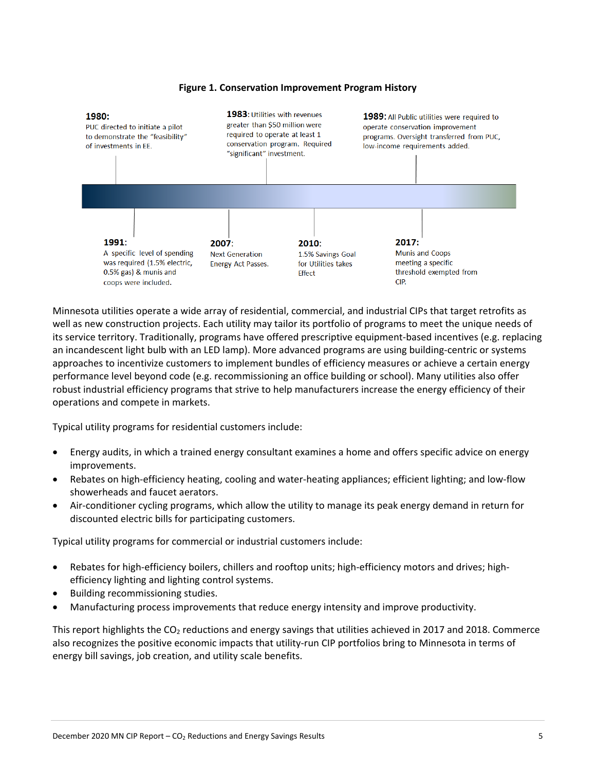**Figure 1. Conservation Improvement Program History**

**1980:** PUC directed to initiate a pilot to demonstrate the "feasibility" of investments in EE.

**1983:** Utilities with revenues greater than $50 million were required to operate at least 1 conservation program. Required "significant" investment.

**1989:** All Public utilities were required to operate conservation improvement programs. Oversight transferred from PUC, low-income requirements added.

**1991:** A specific level of spending was required (1.5% electric, 0.5% gas) & munis and coops were included.

**2007:** Next Generation Energy Act Passes.

**2010:** 1.5% Savings Goal for Utilities takes Effect

**2017:** Munis and Coops meeting a specific threshold exempted from CIP.

Minnesota utilities operate a wide array of residential, commercial, and industrial CIPs that target retrofits as well as new construction projects. Each utility may tailor its portfolio of programs to meet the unique needs of its service territory. Traditionally, programs have offered prescriptive equipment-based incentives (e.g. replacing an incandescent light bulb with an LED lamp). More advanced programs are using building-centric or systems approaches to incentivize customers to implement bundles of efficiency measures or achieve a certain energy performance level beyond code (e.g. recommissioning an office building or school). Many utilities also offer robust industrial efficiency programs that strive to help manufacturers increase the energy efficiency of their operations and compete in markets.

Typical utility programs for residential customers include:

- Energy audits, in which a trained energy consultant examines a home and offers specific advice on energy improvements.
- Rebates on high-efficiency heating, cooling and water-heating appliances; efficient lighting; and low-flow showerheads and faucet aerators.
- Air-conditioner cycling programs, which allow the utility to manage its peak energy demand in return for discounted electric bills for participating customers.

Typical utility programs for commercial or industrial customers include:

- Rebates for high-efficiency boilers, chillers and rooftop units; high-efficiency motors and drives; high-efficiency lighting and lighting control systems.
- Building recommissioning studies.
- Manufacturing process improvements that reduce energy intensity and improve productivity.

This report highlights the $CO_2$ reductions and energy savings that utilities achieved in 2017 and 2018. Commerce also recognizes the positive economic impacts that utility-run CIP portfolios bring to Minnesota in terms of energy bill savings, job creation, and utility scale benefits.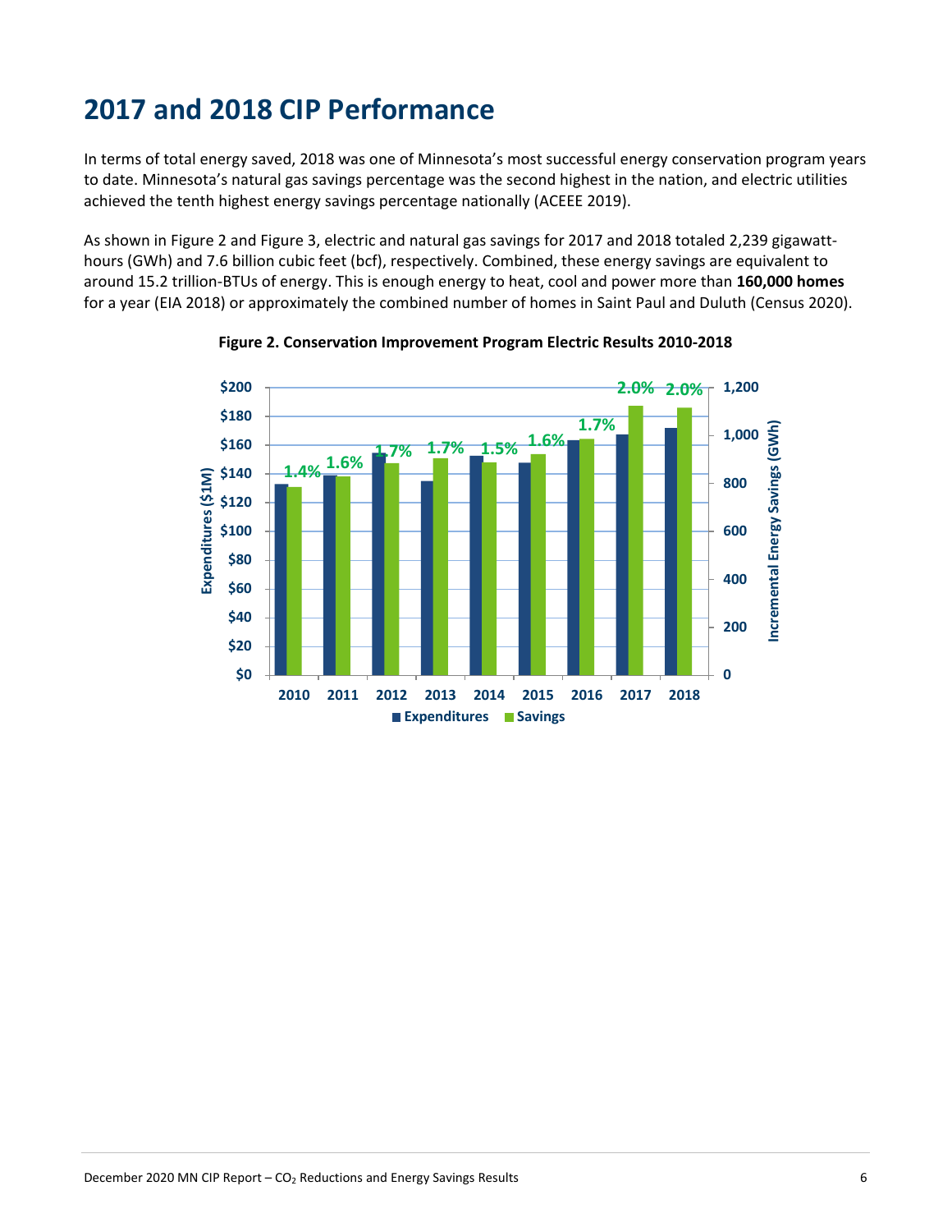# 2017 and 2018 CIP Performance

In terms of total energy saved, 2018 was one of Minnesota's most successful energy conservation program years to date. Minnesota's natural gas savings percentage was the second highest in the nation, and electric utilities achieved the tenth highest energy savings percentage nationally (ACEEE 2019).

As shown in Figure 2 and Figure 3, electric and natural gas savings for 2017 and 2018 totaled 2,239 gigawatt-hours (GWh) and 7.6 billion cubic feet (bcf), respectively. Combined, these energy savings are equivalent to around 15.2 trillion-BTUs of energy. This is enough energy to heat, cool and power more than **160,000 homes** for a year (EIA 2018) or approximately the combined number of homes in Saint Paul and Duluth (Census 2020).

**Figure 2. Conservation Improvement Program Electric Results 2010-2018**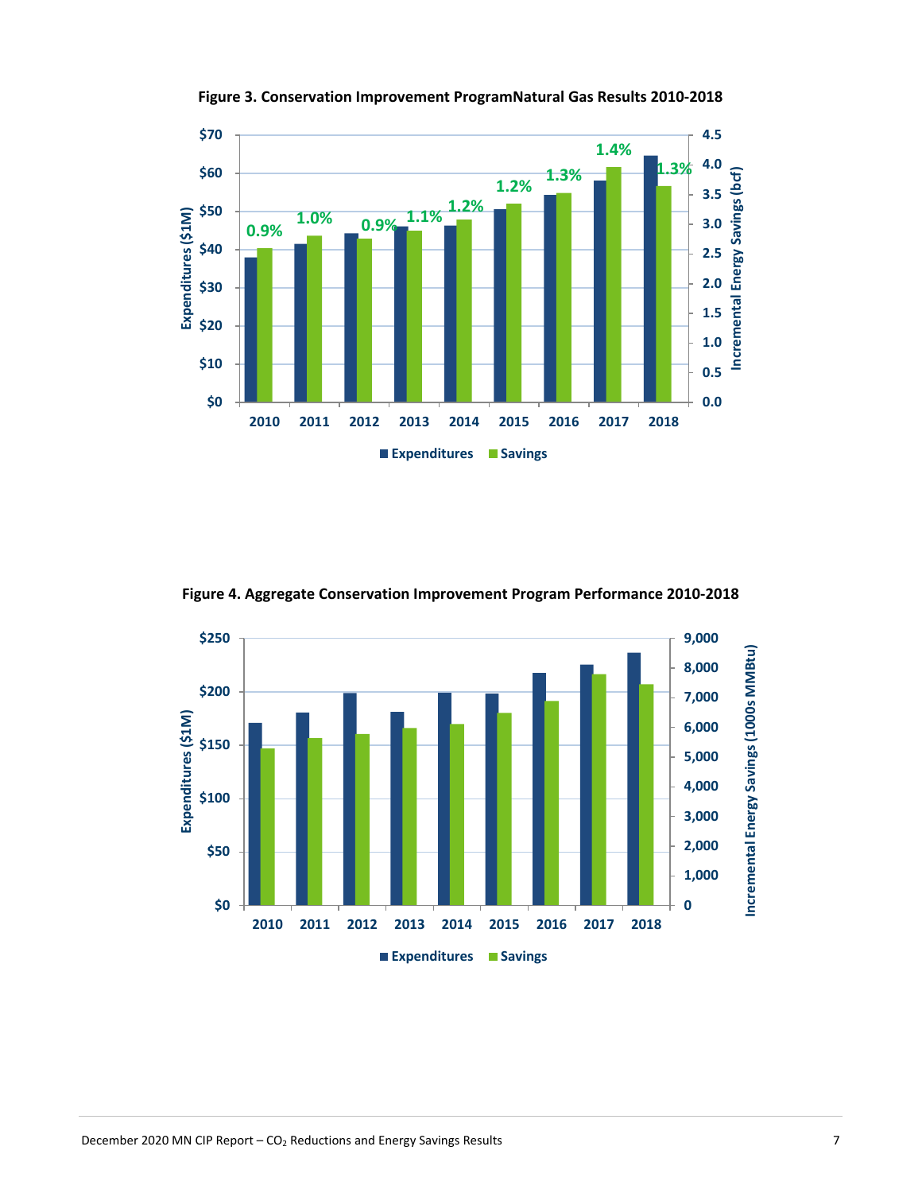**Figure 3. Conservation Improvement ProgramNatural Gas Results 2010-2018**

**Figure 4. Aggregate Conservation Improvement Program Performance 2010-2018**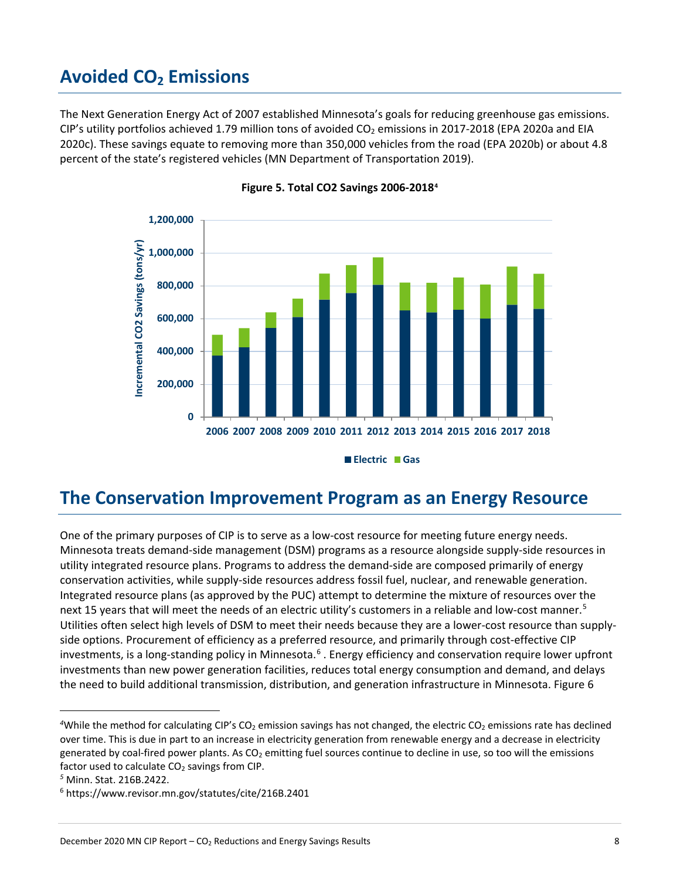## Avoided $CO_2$ Emissions

The Next Generation Energy Act of 2007 established Minnesota's goals for reducing greenhouse gas emissions. CIP's utility portfolios achieved 1.79 million tons of avoided $CO_2$ emissions in 2017-2018 (EPA 2020a and EIA 2020c). These savings equate to removing more than 350,000 vehicles from the road (EPA 2020b) or about 4.8 percent of the state's registered vehicles (MN Department of Transportation 2019).

**Figure 5. Total CO2 Savings 2006-2018[4]**

## The Conservation Improvement Program as an Energy Resource

One of the primary purposes of CIP is to serve as a low-cost resource for meeting future energy needs. Minnesota treats demand-side management (DSM) programs as a resource alongside supply-side resources in utility integrated resource plans. Programs to address the demand-side are composed primarily of energy conservation activities, while supply-side resources address fossil fuel, nuclear, and renewable generation. Integrated resource plans (as approved by the PUC) attempt to determine the mixture of resources over the next 15 years that will meet the needs of an electric utility's customers in a reliable and low-cost manner.[5] Utilities often select high levels of DSM to meet their needs because they are a lower-cost resource than supply-side options. Procurement of efficiency as a preferred resource, and primarily through cost-effective CIP investments, is a long-standing policy in Minnesota.[6] . Energy efficiency and conservation require lower upfront investments than new power generation facilities, reduces total energy consumption and demand, and delays the need to build additional transmission, distribution, and generation infrastructure in Minnesota. Figure 6

[4] While the method for calculating CIP's $CO_2$ emission savings has not changed, the electric $CO_2$ emissions rate has declined over time. This is due in part to an increase in electricity generation from renewable energy and a decrease in electricity generated by coal-fired power plants. As $CO_2$ emitting fuel sources continue to decline in use, so too will the emissions factor used to calculate $CO_2$ savings from CIP.

[5] Minn. Stat. 216B.2422.

[6] https://www.revisor.mn.gov/statutes/cite/216B.2401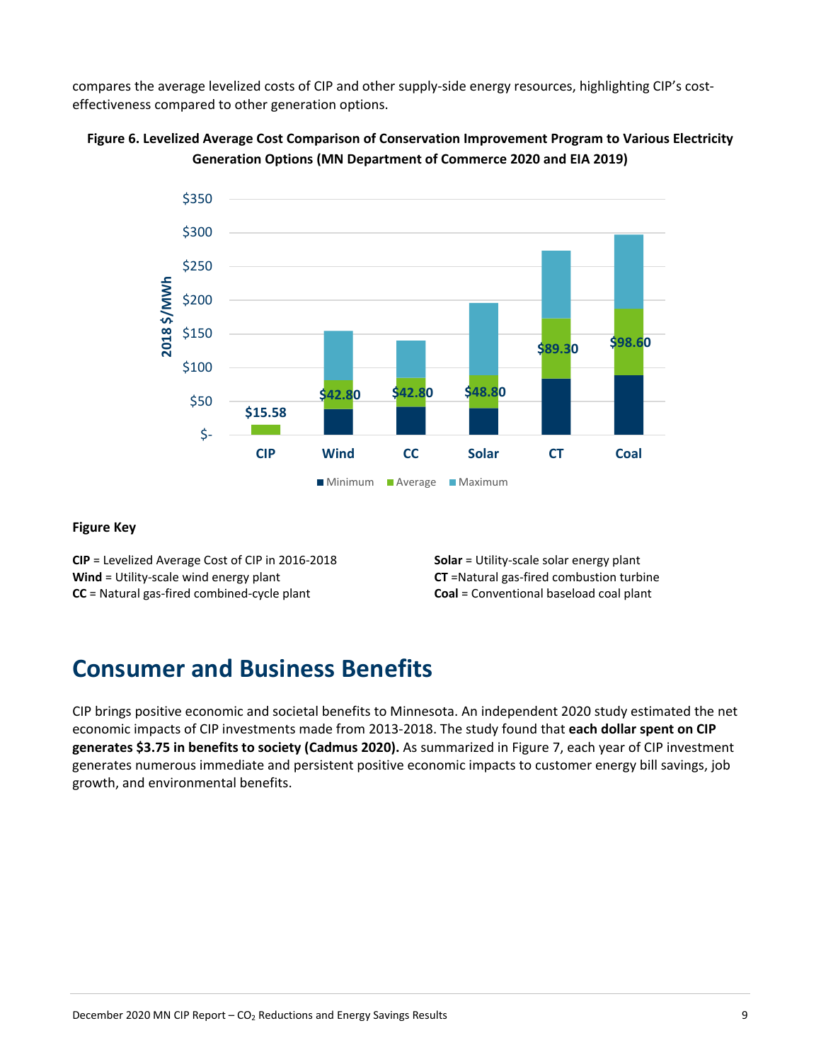compares the average levelized costs of CIP and other supply-side energy resources, highlighting CIP's cost-effectiveness compared to other generation options.

**Figure 6. Levelized Average Cost Comparison of Conservation Improvement Program to Various Electricity Generation Options (MN Department of Commerce 2020 and EIA 2019)**

**Figure Key**

**CIP** = Levelized Average Cost of CIP in 2016-2018
**Wind** = Utility-scale wind energy plant
**CC** = Natural gas-fired combined-cycle plant
**Solar** = Utility-scale solar energy plant
**CT** =Natural gas-fired combustion turbine
**Coal** = Conventional baseload coal plant

# Consumer and Business Benefits

CIP brings positive economic and societal benefits to Minnesota. An independent 2020 study estimated the net economic impacts of CIP investments made from 2013-2018. The study found that **each dollar spent on CIP generates $3.75 in benefits to society (Cadmus 2020).** As summarized in Figure 7, each year of CIP investment generates numerous immediate and persistent positive economic impacts to customer energy bill savings, job growth, and environmental benefits.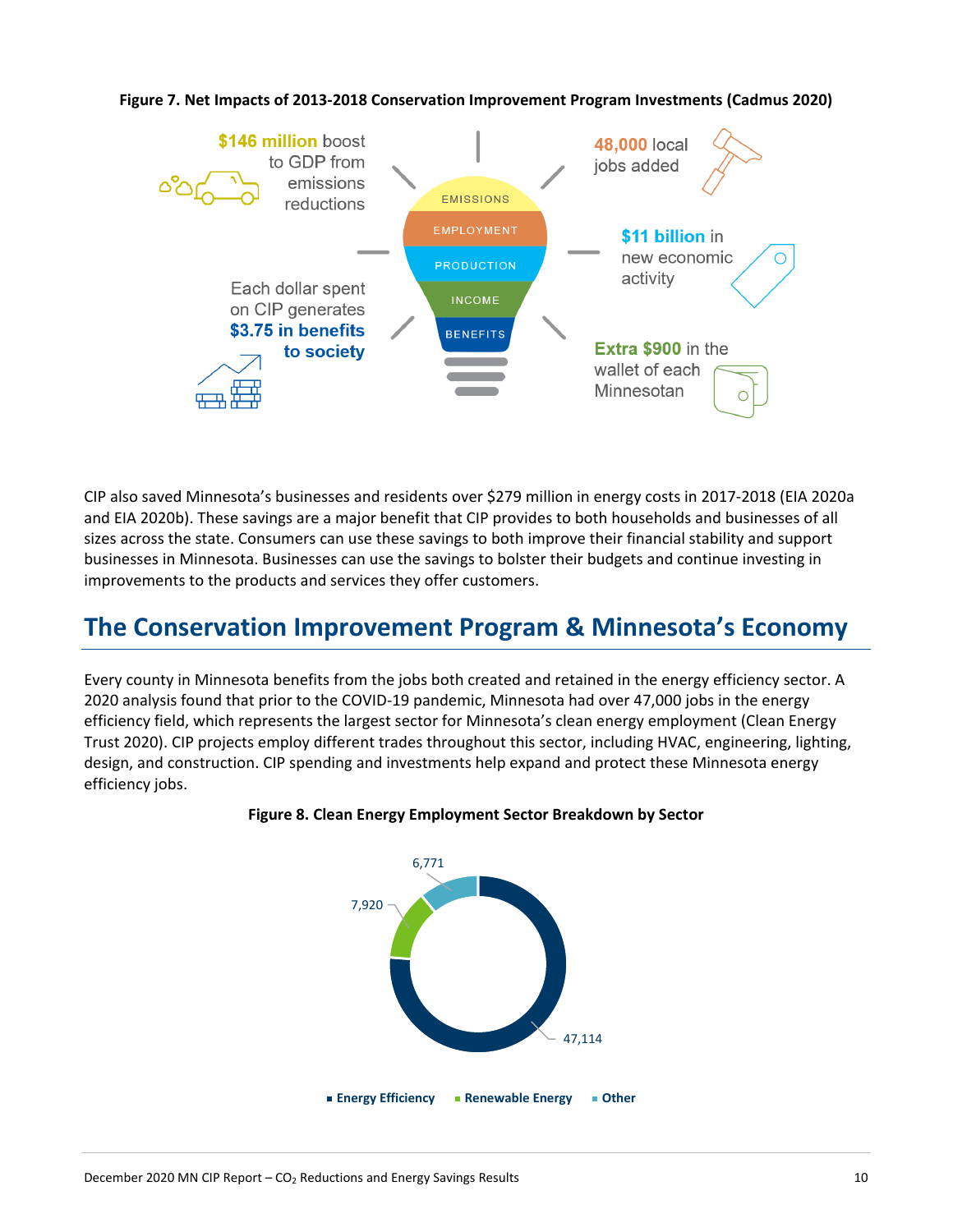**Figure 7. Net Impacts of 2013-2018 Conservation Improvement Program Investments (Cadmus 2020)**

$146 million boost to GDP from emissions reductions

48,000 local jobs added

EMISSIONS

EMPLOYMENT

PRODUCTION

INCOME

BENEFITS

$11 billion in new economic activity

Each dollar spent on CIP generates $3.75 in benefits to society

Extra $900 in the wallet of each Minnesotan

CIP also saved Minnesota's businesses and residents over $279 million in energy costs in 2017-2018 (EIA 2020a and EIA 2020b). These savings are a major benefit that CIP provides to both households and businesses of all sizes across the state. Consumers can use these savings to both improve their financial stability and support businesses in Minnesota. Businesses can use the savings to bolster their budgets and continue investing in improvements to the products and services they offer customers.

## The Conservation Improvement Program & Minnesota's Economy

Every county in Minnesota benefits from the jobs both created and retained in the energy efficiency sector. A 2020 analysis found that prior to the COVID-19 pandemic, Minnesota had over 47,000 jobs in the energy efficiency field, which represents the largest sector for Minnesota's clean energy employment (Clean Energy Trust 2020). CIP projects employ different trades throughout this sector, including HVAC, engineering, lighting, design, and construction. CIP spending and investments help expand and protect these Minnesota energy efficiency jobs.

**Figure 8. Clean Energy Employment Sector Breakdown by Sector**

| Sector | Jobs |
|---|---|
| Energy Efficiency | 47,114 |
| Renewable Energy | 7,920 |
| Other | 6,771 |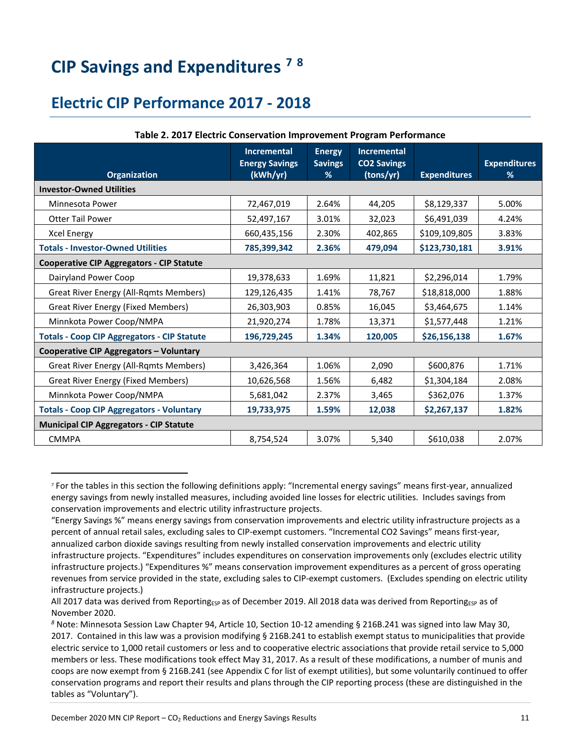# CIP Savings and Expenditures [7] [8]

## Electric CIP Performance 2017 - 2018

**Table 2. 2017 Electric Conservation Improvement Program Performance**

| Organization | Incremental Energy Savings (kWh/yr) | Energy Savings % | Incremental CO2 Savings (tons/yr) | Expenditures | Expenditures % |
|---|---|---|---|---|---|
| **Investor-Owned Utilities** | | | | | |
| Minnesota Power | 72,467,019 | 2.64% | 44,205 | $8,129,337 | 5.00% |
| Otter Tail Power | 52,497,167 | 3.01% | 32,023 | $6,491,039 | 4.24% |
| Xcel Energy | 660,435,156 | 2.30% | 402,865 | $109,109,805 | 3.83% |
| **Totals - Investor-Owned Utilities** | **785,399,342** | **2.36%** | **479,094** | **$123,730,181** | **3.91%** |
| **Cooperative CIP Aggregators - CIP Statute** | | | | | |
| Dairyland Power Coop | 19,378,633 | 1.69% | 11,821 | $2,296,014 | 1.79% |
| Great River Energy (All-Rqmts Members) | 129,126,435 | 1.41% | 78,767 | $18,818,000 | 1.88% |
| Great River Energy (Fixed Members) | 26,303,903 | 0.85% | 16,045 | $3,464,675 | 1.14% |
| Minnkota Power Coop/NMPA | 21,920,274 | 1.78% | 13,371 | $1,577,448 | 1.21% |
| **Totals - Coop CIP Aggregators - CIP Statute** | **196,729,245** | **1.34%** | **120,005** | **$26,156,138** | **1.67%** |
| **Cooperative CIP Aggregators – Voluntary** | | | | | |
| Great River Energy (All-Rqmts Members) | 3,426,364 | 1.06% | 2,090 | $600,876 | 1.71% |
| Great River Energy (Fixed Members) | 10,626,568 | 1.56% | 6,482 | $1,304,184 | 2.08% |
| Minnkota Power Coop/NMPA | 5,681,042 | 2.37% | 3,465 | $362,076 | 1.37% |
| **Totals - Coop CIP Aggregators - Voluntary** | **19,733,975** | **1.59%** | **12,038** | **$2,267,137** | **1.82%** |
| **Municipal CIP Aggregators - CIP Statute** | | | | | |
| CMMPA | 8,754,524 | 3.07% | 5,340 | $610,038 | 2.07% |

[7] For the tables in this section the following definitions apply: "Incremental energy savings" means first-year, annualized energy savings from newly installed measures, including avoided line losses for electric utilities. Includes savings from conservation improvements and electric utility infrastructure projects.

"Energy Savings %" means energy savings from conservation improvements and electric utility infrastructure projects as a percent of annual retail sales, excluding sales to CIP-exempt customers. "Incremental CO2 Savings" means first-year, annualized carbon dioxide savings resulting from newly installed conservation improvements and electric utility infrastructure projects. "Expenditures" includes expenditures on conservation improvements only (excludes electric utility infrastructure projects.) "Expenditures %" means conservation improvement expenditures as a percent of gross operating revenues from service provided in the state, excluding sales to CIP-exempt customers. (Excludes spending on electric utility infrastructure projects.)

All 2017 data was derived from $\text{Reporting}_{\text{ESP}}$ as of December 2019. All 2018 data was derived from $\text{Reporting}_{\text{ESP}}$ as of November 2020.

[8] Note: Minnesota Session Law Chapter 94, Article 10, Section 10-12 amending § 216B.241 was signed into law May 30, 2017. Contained in this law was a provision modifying § 216B.241 to establish exempt status to municipalities that provide electric service to 1,000 retail customers or less and to cooperative electric associations that provide retail service to 5,000 members or less. These modifications took effect May 31, 2017. As a result of these modifications, a number of munis and coops are now exempt from § 216B.241 (see Appendix C for list of exempt utilities), but some voluntarily continued to offer conservation programs and report their results and plans through the CIP reporting process (these are distinguished in the tables as "Voluntary").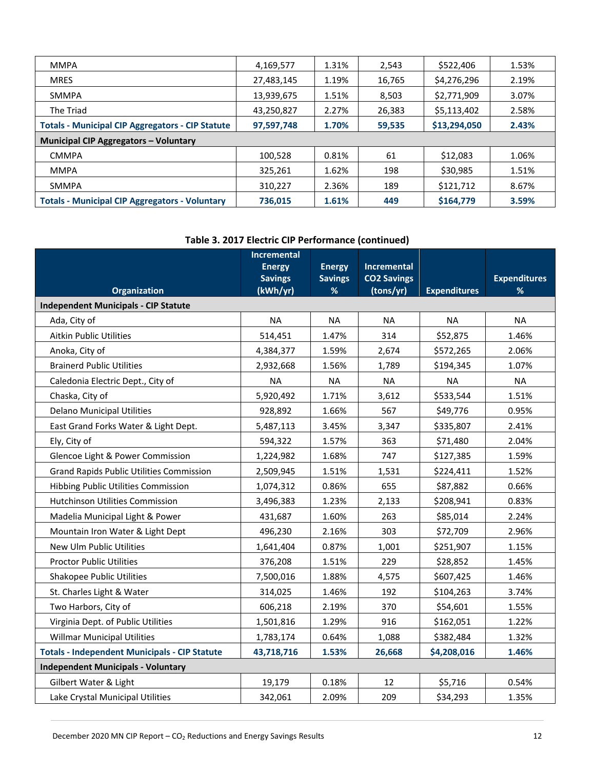| MMPA | 4,169,577 | 1.31% | 2,543 | $522,406 | 1.53% |
|---|---|---|---|---|---|
| MRES | 27,483,145 | 1.19% | 16,765 | $4,276,296 | 2.19% |
| SMMPA | 13,939,675 | 1.51% | 8,503 | $2,771,909 | 3.07% |
| The Triad | 43,250,827 | 2.27% | 26,383 | $5,113,402 | 2.58% |
| **Totals - Municipal CIP Aggregators - CIP Statute** | **97,597,748** | **1.70%** | **59,535** | **$13,294,050** | **2.43%** |
| **Municipal CIP Aggregators – Voluntary** | | | | | |
| CMMPA | 100,528 | 0.81% | 61 | $12,083 | 1.06% |
| MMPA | 325,261 | 1.62% | 198 | $30,985 | 1.51% |
| SMMPA | 310,227 | 2.36% | 189 | $121,712 | 8.67% |
| **Totals - Municipal CIP Aggregators - Voluntary** | **736,015** | **1.61%** | **449** | **$164,779** | **3.59%** |

**Table 3. 2017 Electric CIP Performance (continued)**

| Organization | Incremental Energy Savings (kWh/yr) | Energy Savings % | Incremental CO2 Savings (tons/yr) | Expenditures | Expenditures % |
|---|---|---|---|---|---|
| **Independent Municipals - CIP Statute** | | | | | |
| Ada, City of | NA | NA | NA | NA | NA |
| Aitkin Public Utilities | 514,451 | 1.47% | 314 | $52,875 | 1.46% |
| Anoka, City of | 4,384,377 | 1.59% | 2,674 | $572,265 | 2.06% |
| Brainerd Public Utilities | 2,932,668 | 1.56% | 1,789 | $194,345 | 1.07% |
| Caledonia Electric Dept., City of | NA | NA | NA | NA | NA |
| Chaska, City of | 5,920,492 | 1.71% | 3,612 | $533,544 | 1.51% |
| Delano Municipal Utilities | 928,892 | 1.66% | 567 | $49,776 | 0.95% |
| East Grand Forks Water & Light Dept. | 5,487,113 | 3.45% | 3,347 | $335,807 | 2.41% |
| Ely, City of | 594,322 | 1.57% | 363 | $71,480 | 2.04% |
| Glencoe Light & Power Commission | 1,224,982 | 1.68% | 747 | $127,385 | 1.59% |
| Grand Rapids Public Utilities Commission | 2,509,945 | 1.51% | 1,531 | $224,411 | 1.52% |
| Hibbing Public Utilities Commission | 1,074,312 | 0.86% | 655 | $87,882 | 0.66% |
| Hutchinson Utilities Commission | 3,496,383 | 1.23% | 2,133 | $208,941 | 0.83% |
| Madelia Municipal Light & Power | 431,687 | 1.60% | 263 | $85,014 | 2.24% |
| Mountain Iron Water & Light Dept | 496,230 | 2.16% | 303 | $72,709 | 2.96% |
| New Ulm Public Utilities | 1,641,404 | 0.87% | 1,001 | $251,907 | 1.15% |
| Proctor Public Utilities | 376,208 | 1.51% | 229 | $28,852 | 1.45% |
| Shakopee Public Utilities | 7,500,016 | 1.88% | 4,575 | $607,425 | 1.46% |
| St. Charles Light & Water | 314,025 | 1.46% | 192 | $104,263 | 3.74% |
| Two Harbors, City of | 606,218 | 2.19% | 370 | $54,601 | 1.55% |
| Virginia Dept. of Public Utilities | 1,501,816 | 1.29% | 916 | $162,051 | 1.22% |
| Willmar Municipal Utilities | 1,783,174 | 0.64% | 1,088 | $382,484 | 1.32% |
| **Totals - Independent Municipals - CIP Statute** | **43,718,716** | **1.53%** | **26,668** | **$4,208,016** | **1.46%** |
| **Independent Municipals - Voluntary** | | | | | |
| Gilbert Water & Light | 19,179 | 0.18% | 12 | $5,716 | 0.54% |
| Lake Crystal Municipal Utilities | 342,061 | 2.09% | 209 | $34,293 | 1.35% |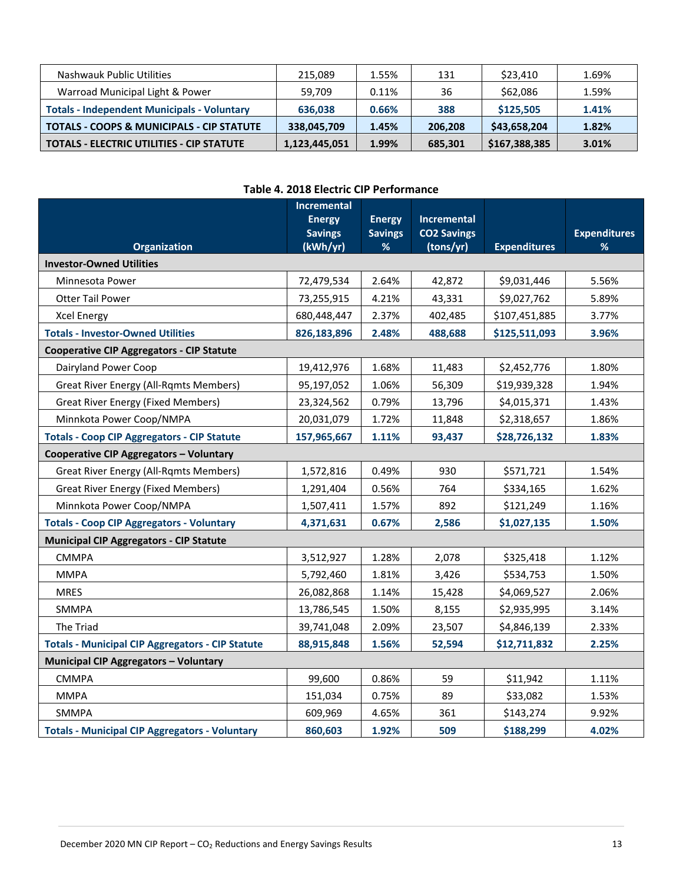| | | | | | |
|---|---|---|---|---|---|
| Nashwauk Public Utilities | 215,089 | 1.55% | 131 | $23,410 | 1.69% |
| Warroad Municipal Light & Power | 59,709 | 0.11% | 36 | $62,086 | 1.59% |
| **Totals - Independent Municipals - Voluntary** | **636,038** | **0.66%** | **388** | **$125,505** | **1.41%** |
| **TOTALS - COOPS & MUNICIPALS - CIP STATUTE** | **338,045,709** | **1.45%** | **206,208** | **$43,658,204** | **1.82%** |
| **TOTALS - ELECTRIC UTILITIES - CIP STATUTE** | **1,123,445,051** | **1.99%** | **685,301** | **$167,388,385** | **3.01%** |

**Table 4. 2018 Electric CIP Performance**

| Organization | Incremental Energy Savings (kWh/yr) | Energy Savings % | Incremental CO2 Savings (tons/yr) | Expenditures | Expenditures % |
|---|---|---|---|---|---|
| **Investor-Owned Utilities** | | | | | |
| Minnesota Power | 72,479,534 | 2.64% | 42,872 | $9,031,446 | 5.56% |
| Otter Tail Power | 73,255,915 | 4.21% | 43,331 | $9,027,762 | 5.89% |
| Xcel Energy | 680,448,447 | 2.37% | 402,485 | $107,451,885 | 3.77% |
| **Totals - Investor-Owned Utilities** | **826,183,896** | **2.48%** | **488,688** | **$125,511,093** | **3.96%** |
| **Cooperative CIP Aggregators - CIP Statute** | | | | | |
| Dairyland Power Coop | 19,412,976 | 1.68% | 11,483 | $2,452,776 | 1.80% |
| Great River Energy (All-Rqmts Members) | 95,197,052 | 1.06% | 56,309 | $19,939,328 | 1.94% |
| Great River Energy (Fixed Members) | 23,324,562 | 0.79% | 13,796 | $4,015,371 | 1.43% |
| Minnkota Power Coop/NMPA | 20,031,079 | 1.72% | 11,848 | $2,318,657 | 1.86% |
| **Totals - Coop CIP Aggregators - CIP Statute** | **157,965,667** | **1.11%** | **93,437** | **$28,726,132** | **1.83%** |
| **Cooperative CIP Aggregators – Voluntary** | | | | | |
| Great River Energy (All-Rqmts Members) | 1,572,816 | 0.49% | 930 | $571,721 | 1.54% |
| Great River Energy (Fixed Members) | 1,291,404 | 0.56% | 764 | $334,165 | 1.62% |
| Minnkota Power Coop/NMPA | 1,507,411 | 1.57% | 892 | $121,249 | 1.16% |
| **Totals - Coop CIP Aggregators - Voluntary** | **4,371,631** | **0.67%** | **2,586** | **$1,027,135** | **1.50%** |
| **Municipal CIP Aggregators - CIP Statute** | | | | | |
| CMMPA | 3,512,927 | 1.28% | 2,078 | $325,418 | 1.12% |
| MMPA | 5,792,460 | 1.81% | 3,426 | $534,753 | 1.50% |
| MRES | 26,082,868 | 1.14% | 15,428 | $4,069,527 | 2.06% |
| SMMPA | 13,786,545 | 1.50% | 8,155 | $2,935,995 | 3.14% |
| The Triad | 39,741,048 | 2.09% | 23,507 | $4,846,139 | 2.33% |
| **Totals - Municipal CIP Aggregators - CIP Statute** | **88,915,848** | **1.56%** | **52,594** | **$12,711,832** | **2.25%** |
| **Municipal CIP Aggregators – Voluntary** | | | | | |
| CMMPA | 99,600 | 0.86% | 59 | $11,942 | 1.11% |
| MMPA | 151,034 | 0.75% | 89 | $33,082 | 1.53% |
| SMMPA | 609,969 | 4.65% | 361 | $143,274 | 9.92% |
| **Totals - Municipal CIP Aggregators - Voluntary** | **860,603** | **1.92%** | **509** | **$188,299** | **4.02%** |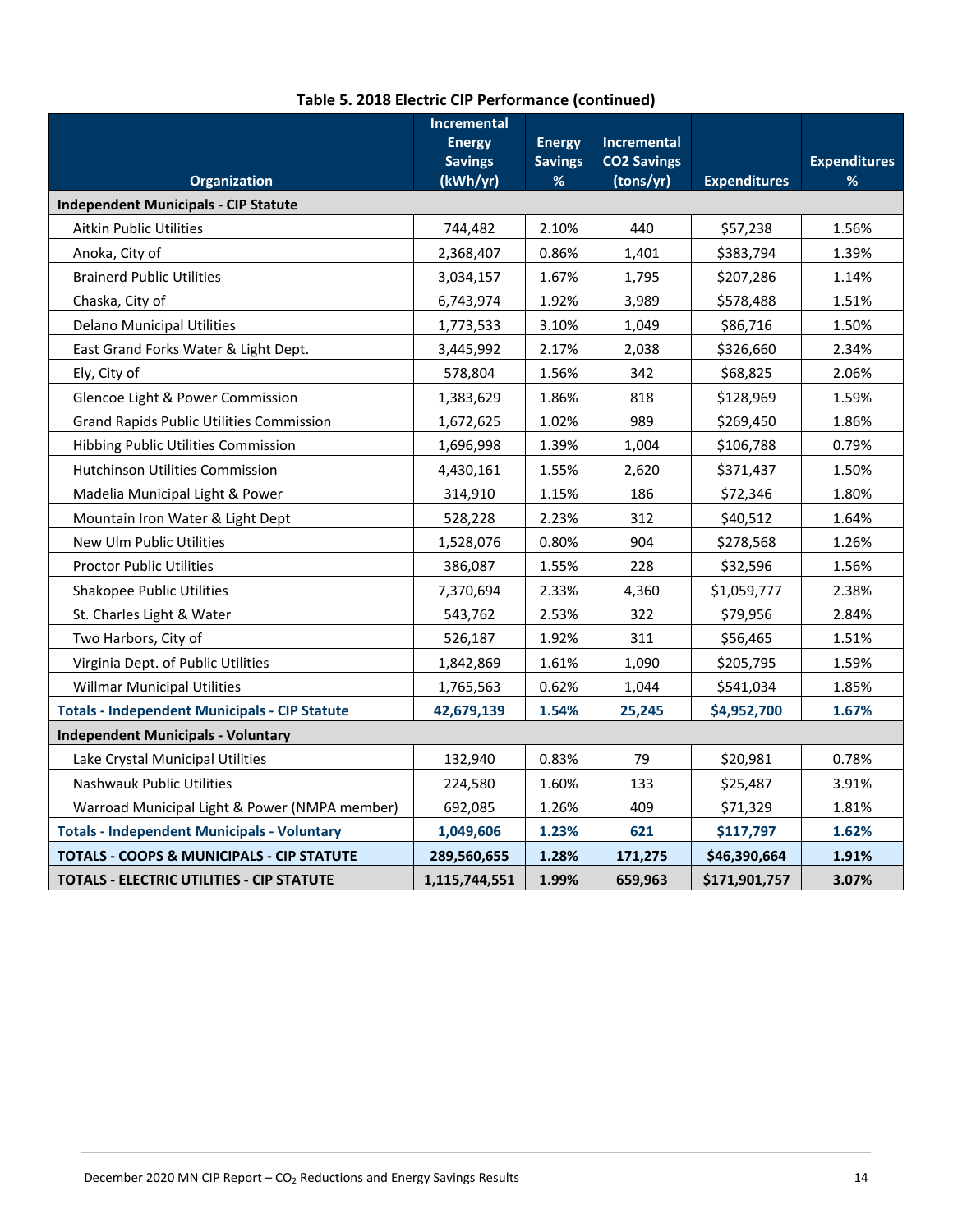**Table 5. 2018 Electric CIP Performance (continued)**

| Organization | Incremental Energy Savings (kWh/yr) | Energy Savings % | Incremental CO2 Savings (tons/yr) | Expenditures | Expenditures % |
|---|---|---|---|---|---|
| **Independent Municipals - CIP Statute** | | | | | |
| Aitkin Public Utilities | 744,482 | 2.10% | 440 | $57,238 | 1.56% |
| Anoka, City of | 2,368,407 | 0.86% | 1,401 | $383,794 | 1.39% |
| Brainerd Public Utilities | 3,034,157 | 1.67% | 1,795 | $207,286 | 1.14% |
| Chaska, City of | 6,743,974 | 1.92% | 3,989 | $578,488 | 1.51% |
| Delano Municipal Utilities | 1,773,533 | 3.10% | 1,049 | $86,716 | 1.50% |
| East Grand Forks Water & Light Dept. | 3,445,992 | 2.17% | 2,038 | $326,660 | 2.34% |
| Ely, City of | 578,804 | 1.56% | 342 | $68,825 | 2.06% |
| Glencoe Light & Power Commission | 1,383,629 | 1.86% | 818 | $128,969 | 1.59% |
| Grand Rapids Public Utilities Commission | 1,672,625 | 1.02% | 989 | $269,450 | 1.86% |
| Hibbing Public Utilities Commission | 1,696,998 | 1.39% | 1,004 | $106,788 | 0.79% |
| Hutchinson Utilities Commission | 4,430,161 | 1.55% | 2,620 | $371,437 | 1.50% |
| Madelia Municipal Light & Power | 314,910 | 1.15% | 186 | $72,346 | 1.80% |
| Mountain Iron Water & Light Dept | 528,228 | 2.23% | 312 | $40,512 | 1.64% |
| New Ulm Public Utilities | 1,528,076 | 0.80% | 904 | $278,568 | 1.26% |
| Proctor Public Utilities | 386,087 | 1.55% | 228 | $32,596 | 1.56% |
| Shakopee Public Utilities | 7,370,694 | 2.33% | 4,360 | $1,059,777 | 2.38% |
| St. Charles Light & Water | 543,762 | 2.53% | 322 | $79,956 | 2.84% |
| Two Harbors, City of | 526,187 | 1.92% | 311 | $56,465 | 1.51% |
| Virginia Dept. of Public Utilities | 1,842,869 | 1.61% | 1,090 | $205,795 | 1.59% |
| Willmar Municipal Utilities | 1,765,563 | 0.62% | 1,044 | $541,034 | 1.85% |
| **Totals - Independent Municipals - CIP Statute** | **42,679,139** | **1.54%** | **25,245** | **$4,952,700** | **1.67%** |
| **Independent Municipals - Voluntary** | | | | | |
| Lake Crystal Municipal Utilities | 132,940 | 0.83% | 79 | $20,981 | 0.78% |
| Nashwauk Public Utilities | 224,580 | 1.60% | 133 | $25,487 | 3.91% |
| Warroad Municipal Light & Power (NMPA member) | 692,085 | 1.26% | 409 | $71,329 | 1.81% |
| **Totals - Independent Municipals - Voluntary** | **1,049,606** | **1.23%** | **621** | **$117,797** | **1.62%** |
| **TOTALS - COOPS & MUNICIPALS - CIP STATUTE** | **289,560,655** | **1.28%** | **171,275** | **$46,390,664** | **1.91%** |
| **TOTALS - ELECTRIC UTILITIES - CIP STATUTE** | **1,115,744,551** | **1.99%** | **659,963** | **$171,901,757** | **3.07%** |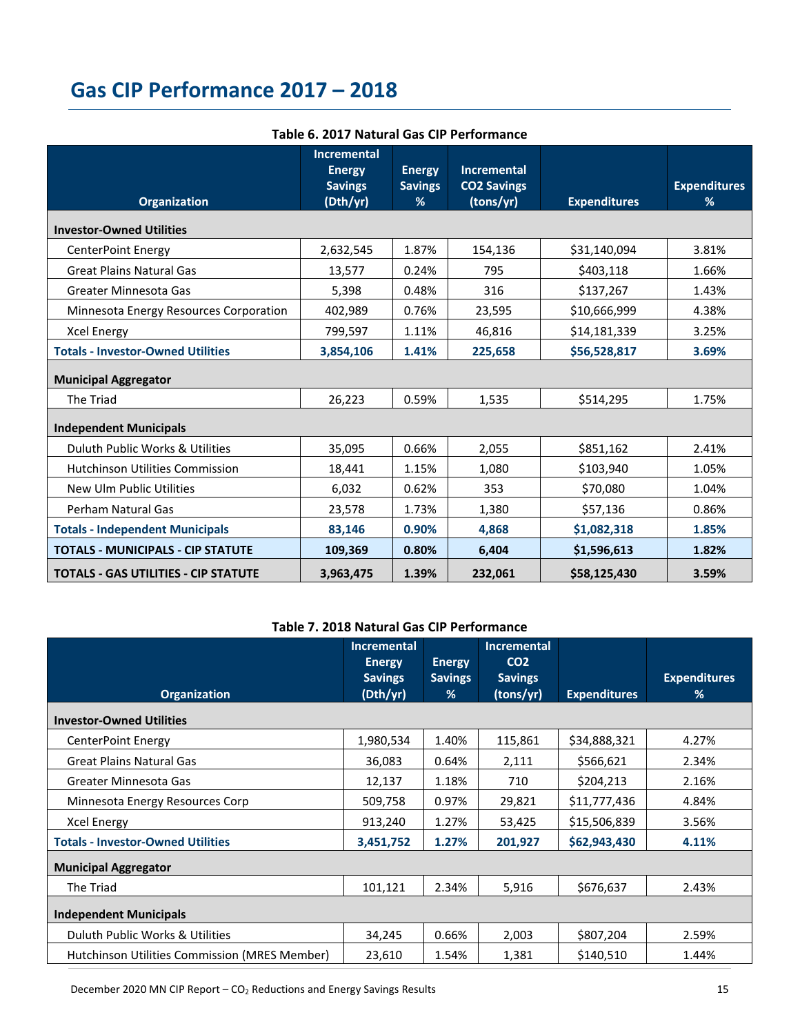# Gas CIP Performance 2017 – 2018

**Table 6. 2017 Natural Gas CIP Performance**

| Organization | Incremental Energy Savings (Dth/yr) | Energy Savings % | Incremental CO2 Savings (tons/yr) | Expenditures | Expenditures % |
|---|---|---|---|---|---|
| **Investor-Owned Utilities** | | | | | |
| CenterPoint Energy | 2,632,545 | 1.87% | 154,136 | $31,140,094 | 3.81% |
| Great Plains Natural Gas | 13,577 | 0.24% | 795 | $403,118 | 1.66% |
| Greater Minnesota Gas | 5,398 | 0.48% | 316 | $137,267 | 1.43% |
| Minnesota Energy Resources Corporation | 402,989 | 0.76% | 23,595 | $10,666,999 | 4.38% |
| Xcel Energy | 799,597 | 1.11% | 46,816 | $14,181,339 | 3.25% |
| **Totals - Investor-Owned Utilities** | **3,854,106** | **1.41%** | **225,658** | **$56,528,817** | **3.69%** |
| **Municipal Aggregator** | | | | | |
| The Triad | 26,223 | 0.59% | 1,535 | $514,295 | 1.75% |
| **Independent Municipals** | | | | | |
| Duluth Public Works & Utilities | 35,095 | 0.66% | 2,055 | $851,162 | 2.41% |
| Hutchinson Utilities Commission | 18,441 | 1.15% | 1,080 | $103,940 | 1.05% |
| New Ulm Public Utilities | 6,032 | 0.62% | 353 | $70,080 | 1.04% |
| Perham Natural Gas | 23,578 | 1.73% | 1,380 | $57,136 | 0.86% |
| **Totals - Independent Municipals** | **83,146** | **0.90%** | **4,868** | **$1,082,318** | **1.85%** |
| **TOTALS - MUNICIPALS - CIP STATUTE** | **109,369** | **0.80%** | **6,404** | **$1,596,613** | **1.82%** |
| **TOTALS - GAS UTILITIES - CIP STATUTE** | **3,963,475** | **1.39%** | **232,061** | **$58,125,430** | **3.59%** |

**Table 7. 2018 Natural Gas CIP Performance**

| Organization | Incremental Energy Savings (Dth/yr) | Energy Savings % | Incremental CO2 Savings (tons/yr) | Expenditures | Expenditures % |
|---|---|---|---|---|---|
| **Investor-Owned Utilities** | | | | | |
| CenterPoint Energy | 1,980,534 | 1.40% | 115,861 | $34,888,321 | 4.27% |
| Great Plains Natural Gas | 36,083 | 0.64% | 2,111 | $566,621 | 2.34% |
| Greater Minnesota Gas | 12,137 | 1.18% | 710 | $204,213 | 2.16% |
| Minnesota Energy Resources Corp | 509,758 | 0.97% | 29,821 | $11,777,436 | 4.84% |
| Xcel Energy | 913,240 | 1.27% | 53,425 | $15,506,839 | 3.56% |
| **Totals - Investor-Owned Utilities** | **3,451,752** | **1.27%** | **201,927** | **$62,943,430** | **4.11%** |
| **Municipal Aggregator** | | | | | |
| The Triad | 101,121 | 2.34% | 5,916 | $676,637 | 2.43% |
| **Independent Municipals** | | | | | |
| Duluth Public Works & Utilities | 34,245 | 0.66% | 2,003 | $807,204 | 2.59% |
| Hutchinson Utilities Commission (MRES Member) | 23,610 | 1.54% | 1,381 | $140,510 | 1.44% |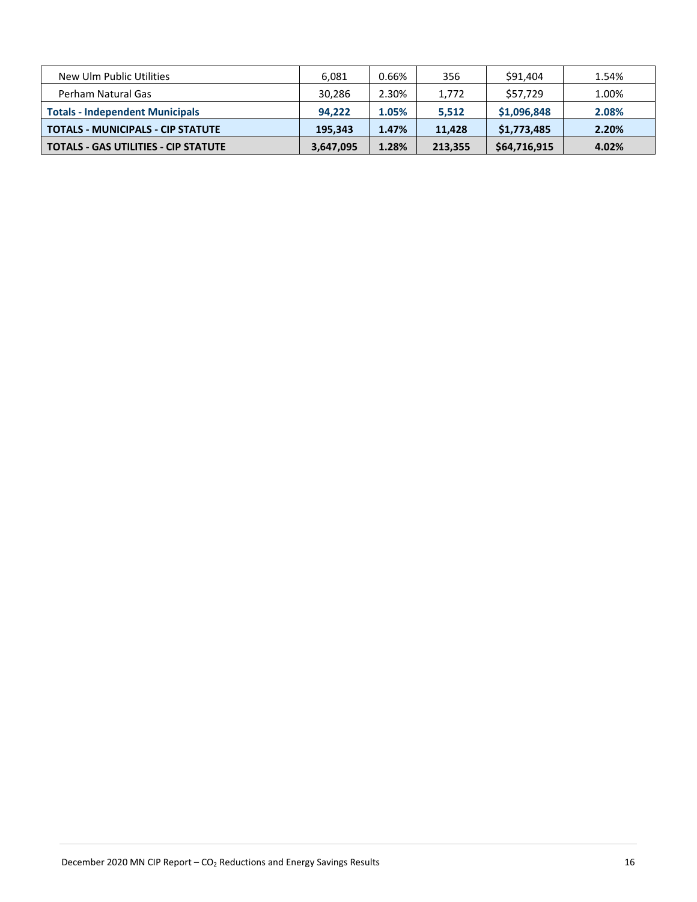| | | | | | |
|---|---|---|---|---|---|
| New Ulm Public Utilities | 6,081 | 0.66% | 356 | $91,404 | 1.54% |
| Perham Natural Gas | 30,286 | 2.30% | 1,772 | $57,729 | 1.00% |
| **Totals - Independent Municipals** | **94,222** | **1.05%** | **5,512** | **$1,096,848** | **2.08%** |
| **TOTALS - MUNICIPALS - CIP STATUTE** | **195,343** | **1.47%** | **11,428** | **$1,773,485** | **2.20%** |
| **TOTALS - GAS UTILITIES - CIP STATUTE** | **3,647,095** | **1.28%** | **213,355** | **$64,716,915** | **4.02%** |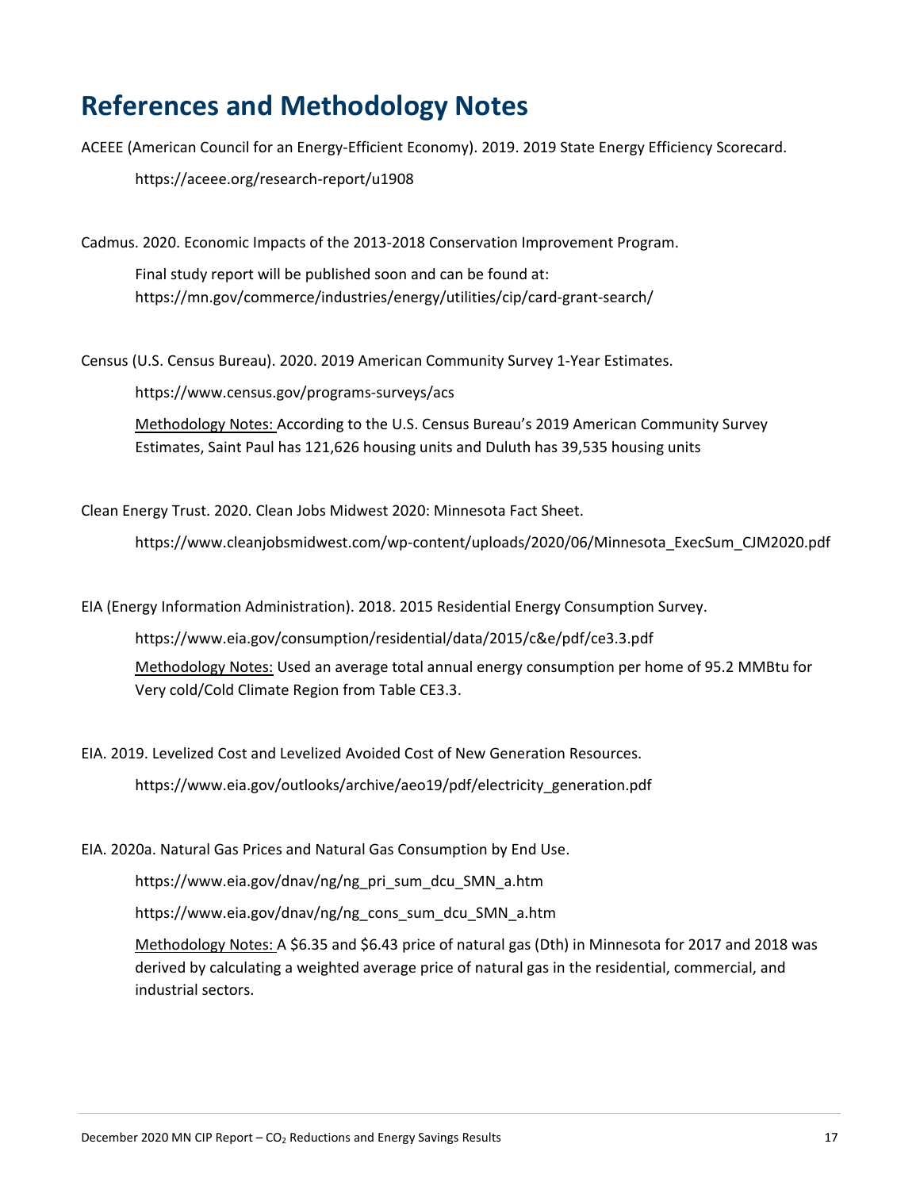# References and Methodology Notes

ACEEE (American Council for an Energy-Efficient Economy). 2019. 2019 State Energy Efficiency Scorecard.

https://aceee.org/research-report/u1908

Cadmus. 2020. Economic Impacts of the 2013-2018 Conservation Improvement Program.

Final study report will be published soon and can be found at: https://mn.gov/commerce/industries/energy/utilities/cip/card-grant-search/

Census (U.S. Census Bureau). 2020. 2019 American Community Survey 1-Year Estimates.

https://www.census.gov/programs-surveys/acs

Methodology Notes: According to the U.S. Census Bureau's 2019 American Community Survey Estimates, Saint Paul has 121,626 housing units and Duluth has 39,535 housing units

Clean Energy Trust. 2020. Clean Jobs Midwest 2020: Minnesota Fact Sheet.

https://www.cleanjobsmidwest.com/wp-content/uploads/2020/06/Minnesota_ExecSum_CJM2020.pdf

EIA (Energy Information Administration). 2018. 2015 Residential Energy Consumption Survey.

https://www.eia.gov/consumption/residential/data/2015/c&e/pdf/ce3.3.pdf

Methodology Notes: Used an average total annual energy consumption per home of 95.2 MMBtu for Very cold/Cold Climate Region from Table CE3.3.

EIA. 2019. Levelized Cost and Levelized Avoided Cost of New Generation Resources.

https://www.eia.gov/outlooks/archive/aeo19/pdf/electricity_generation.pdf

EIA. 2020a. Natural Gas Prices and Natural Gas Consumption by End Use.

https://www.eia.gov/dnav/ng/ng_pri_sum_dcu_SMN_a.htm

https://www.eia.gov/dnav/ng/ng_cons_sum_dcu_SMN_a.htm

Methodology Notes: A $6.35 and $6.43 price of natural gas (Dth) in Minnesota for 2017 and 2018 was derived by calculating a weighted average price of natural gas in the residential, commercial, and industrial sectors.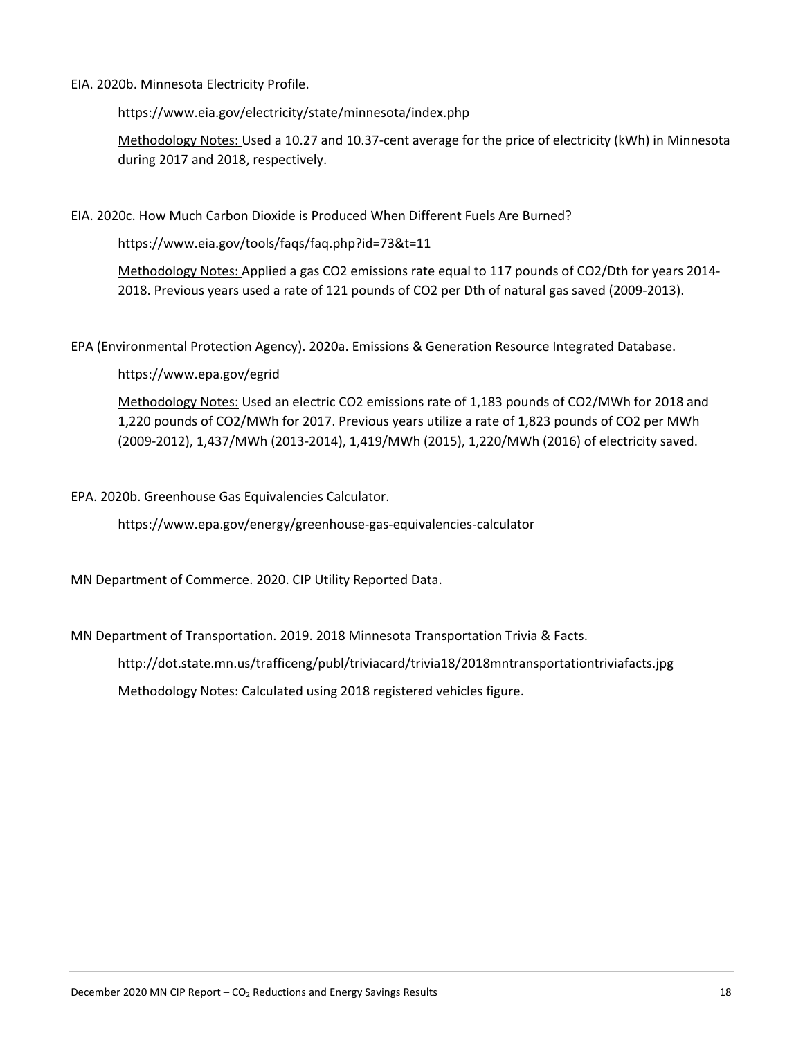EIA. 2020b. Minnesota Electricity Profile.

https://www.eia.gov/electricity/state/minnesota/index.php

Methodology Notes: Used a 10.27 and 10.37-cent average for the price of electricity (kWh) in Minnesota during 2017 and 2018, respectively.

EIA. 2020c. How Much Carbon Dioxide is Produced When Different Fuels Are Burned?

https://www.eia.gov/tools/faqs/faq.php?id=73&t=11

Methodology Notes: Applied a gas CO2 emissions rate equal to 117 pounds of CO2/Dth for years 2014-2018. Previous years used a rate of 121 pounds of CO2 per Dth of natural gas saved (2009-2013).

EPA (Environmental Protection Agency). 2020a. Emissions & Generation Resource Integrated Database.

https://www.epa.gov/egrid

Methodology Notes: Used an electric CO2 emissions rate of 1,183 pounds of CO2/MWh for 2018 and 1,220 pounds of CO2/MWh for 2017. Previous years utilize a rate of 1,823 pounds of CO2 per MWh (2009-2012), 1,437/MWh (2013-2014), 1,419/MWh (2015), 1,220/MWh (2016) of electricity saved.

EPA. 2020b. Greenhouse Gas Equivalencies Calculator.

https://www.epa.gov/energy/greenhouse-gas-equivalencies-calculator

MN Department of Commerce. 2020. CIP Utility Reported Data.

MN Department of Transportation. 2019. 2018 Minnesota Transportation Trivia & Facts.

http://dot.state.mn.us/trafficeng/publ/triviacard/trivia18/2018mntransportationtriviafacts.jpg

Methodology Notes: Calculated using 2018 registered vehicles figure.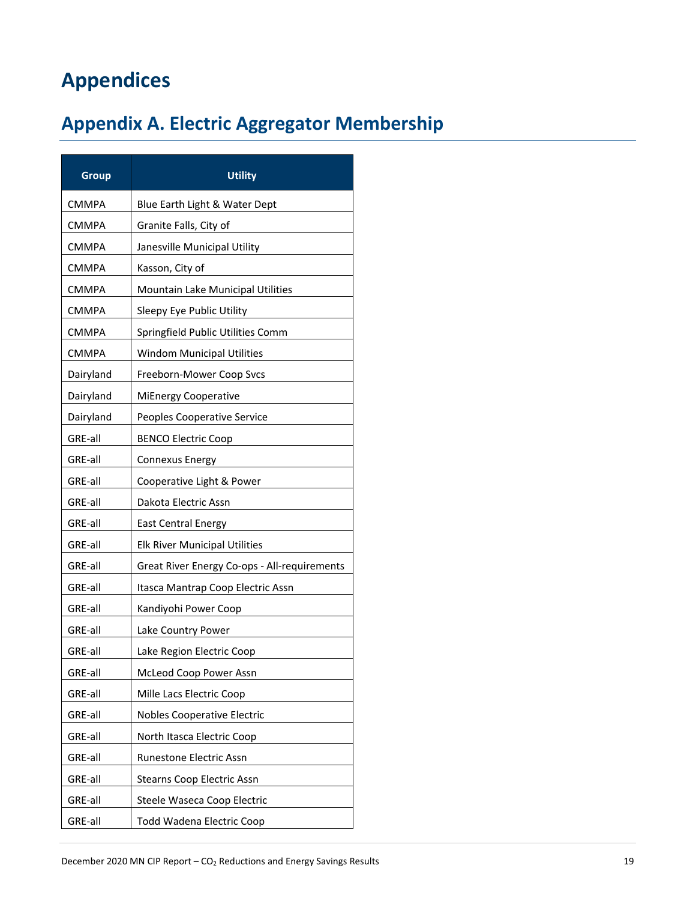# Appendices

## Appendix A. Electric Aggregator Membership

| Group | Utility |
|---|---|
| CMMPA | Blue Earth Light & Water Dept |
| CMMPA | Granite Falls, City of |
| CMMPA | Janesville Municipal Utility |
| CMMPA | Kasson, City of |
| CMMPA | Mountain Lake Municipal Utilities |
| CMMPA | Sleepy Eye Public Utility |
| CMMPA | Springfield Public Utilities Comm |
| CMMPA | Windom Municipal Utilities |
| Dairyland | Freeborn-Mower Coop Svcs |
| Dairyland | MiEnergy Cooperative |
| Dairyland | Peoples Cooperative Service |
| GRE-all | BENCO Electric Coop |
| GRE-all | Connexus Energy |
| GRE-all | Cooperative Light & Power |
| GRE-all | Dakota Electric Assn |
| GRE-all | East Central Energy |
| GRE-all | Elk River Municipal Utilities |
| GRE-all | Great River Energy Co-ops - All-requirements |
| GRE-all | Itasca Mantrap Coop Electric Assn |
| GRE-all | Kandiyohi Power Coop |
| GRE-all | Lake Country Power |
| GRE-all | Lake Region Electric Coop |
| GRE-all | McLeod Coop Power Assn |
| GRE-all | Mille Lacs Electric Coop |
| GRE-all | Nobles Cooperative Electric |
| GRE-all | North Itasca Electric Coop |
| GRE-all | Runestone Electric Assn |
| GRE-all | Stearns Coop Electric Assn |
| GRE-all | Steele Waseca Coop Electric |
| GRE-all | Todd Wadena Electric Coop |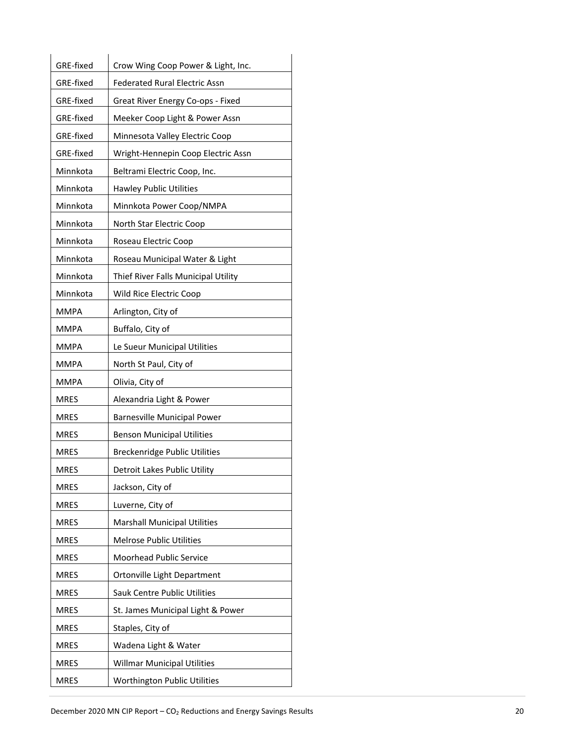| | |
|---|---|
| GRE-fixed | Crow Wing Coop Power & Light, Inc. |
| GRE-fixed | Federated Rural Electric Assn |
| GRE-fixed | Great River Energy Co-ops - Fixed |
| GRE-fixed | Meeker Coop Light & Power Assn |
| GRE-fixed | Minnesota Valley Electric Coop |
| GRE-fixed | Wright-Hennepin Coop Electric Assn |
| Minnkota | Beltrami Electric Coop, Inc. |
| Minnkota | Hawley Public Utilities |
| Minnkota | Minnkota Power Coop/NMPA |
| Minnkota | North Star Electric Coop |
| Minnkota | Roseau Electric Coop |
| Minnkota | Roseau Municipal Water & Light |
| Minnkota | Thief River Falls Municipal Utility |
| Minnkota | Wild Rice Electric Coop |
| MMPA | Arlington, City of |
| MMPA | Buffalo, City of |
| MMPA | Le Sueur Municipal Utilities |
| MMPA | North St Paul, City of |
| MMPA | Olivia, City of |
| MRES | Alexandria Light & Power |
| MRES | Barnesville Municipal Power |
| MRES | Benson Municipal Utilities |
| MRES | Breckenridge Public Utilities |
| MRES | Detroit Lakes Public Utility |
| MRES | Jackson, City of |
| MRES | Luverne, City of |
| MRES | Marshall Municipal Utilities |
| MRES | Melrose Public Utilities |
| MRES | Moorhead Public Service |
| MRES | Ortonville Light Department |
| MRES | Sauk Centre Public Utilities |
| MRES | St. James Municipal Light & Power |
| MRES | Staples, City of |
| MRES | Wadena Light & Water |
| MRES | Willmar Municipal Utilities |
| MRES | Worthington Public Utilities |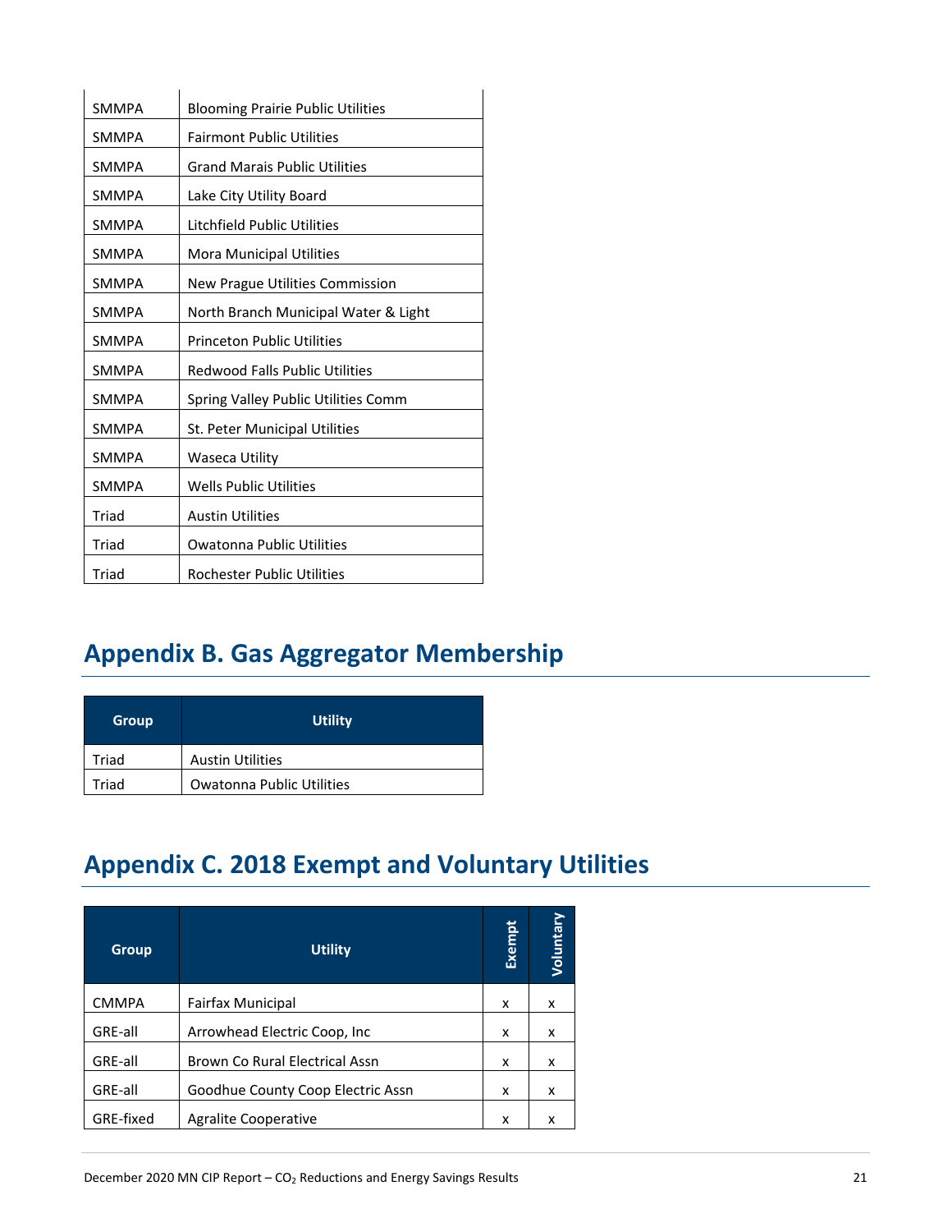| Group | Utility |
|---|---|
| SMMPA | Blooming Prairie Public Utilities |
| SMMPA | Fairmont Public Utilities |
| SMMPA | Grand Marais Public Utilities |
| SMMPA | Lake City Utility Board |
| SMMPA | Litchfield Public Utilities |
| SMMPA | Mora Municipal Utilities |
| SMMPA | New Prague Utilities Commission |
| SMMPA | North Branch Municipal Water & Light |
| SMMPA | Princeton Public Utilities |
| SMMPA | Redwood Falls Public Utilities |
| SMMPA | Spring Valley Public Utilities Comm |
| SMMPA | St. Peter Municipal Utilities |
| SMMPA | Waseca Utility |
| SMMPA | Wells Public Utilities |
| Triad | Austin Utilities |
| Triad | Owatonna Public Utilities |
| Triad | Rochester Public Utilities |

## Appendix B. Gas Aggregator Membership

| Group | Utility |
|---|---|
| Triad | Austin Utilities |
| Triad | Owatonna Public Utilities |

## Appendix C. 2018 Exempt and Voluntary Utilities

| Group | Utility | Exempt | Voluntary |
|---|---|---|---|
| CMMPA | Fairfax Municipal | x | x |
| GRE-all | Arrowhead Electric Coop, Inc | x | x |
| GRE-all | Brown Co Rural Electrical Assn | x | x |
| GRE-all | Goodhue County Coop Electric Assn | x | x |
| GRE-fixed | Agralite Cooperative | x | x |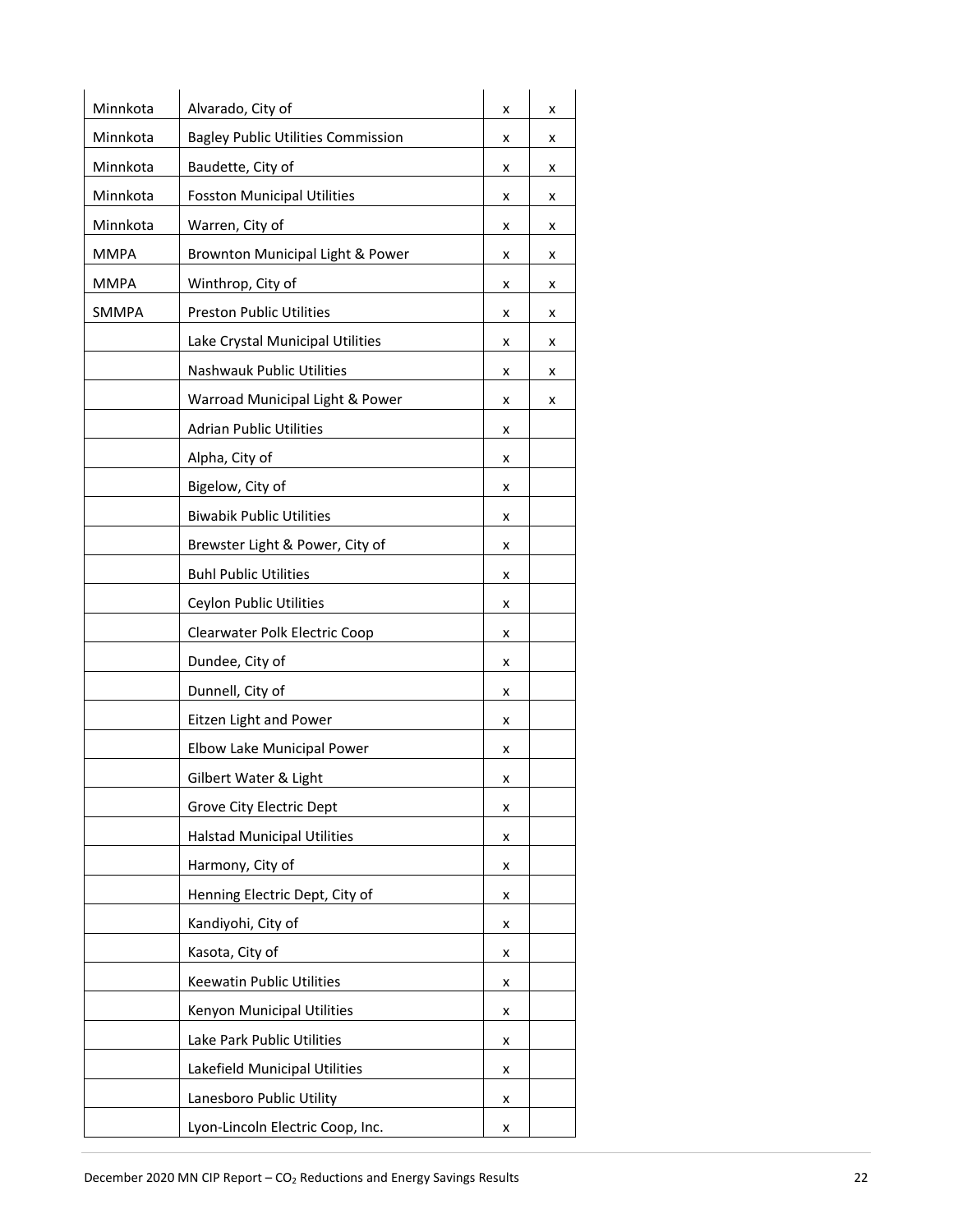| | | | |
|---|---|---|---|
| Minnkota | Alvarado, City of | x | x |
| Minnkota | Bagley Public Utilities Commission | x | x |
| Minnkota | Baudette, City of | x | x |
| Minnkota | Fosston Municipal Utilities | x | x |
| Minnkota | Warren, City of | x | x |
| MMPA | Brownton Municipal Light & Power | x | x |
| MMPA | Winthrop, City of | x | x |
| SMMPA | Preston Public Utilities | x | x |
| | Lake Crystal Municipal Utilities | x | x |
| | Nashwauk Public Utilities | x | x |
| | Warroad Municipal Light & Power | x | x |
| | Adrian Public Utilities | x | |
| | Alpha, City of | x | |
| | Bigelow, City of | x | |
| | Biwabik Public Utilities | x | |
| | Brewster Light & Power, City of | x | |
| | Buhl Public Utilities | x | |
| | Ceylon Public Utilities | x | |
| | Clearwater Polk Electric Coop | x | |
| | Dundee, City of | x | |
| | Dunnell, City of | x | |
| | Eitzen Light and Power | x | |
| | Elbow Lake Municipal Power | x | |
| | Gilbert Water & Light | x | |
| | Grove City Electric Dept | x | |
| | Halstad Municipal Utilities | x | |
| | Harmony, City of | x | |
| | Henning Electric Dept, City of | x | |
| | Kandiyohi, City of | x | |
| | Kasota, City of | x | |
| | Keewatin Public Utilities | x | |
| | Kenyon Municipal Utilities | x | |
| | Lake Park Public Utilities | x | |
| | Lakefield Municipal Utilities | x | |
| | Lanesboro Public Utility | x | |
| | Lyon-Lincoln Electric Coop, Inc. | x | |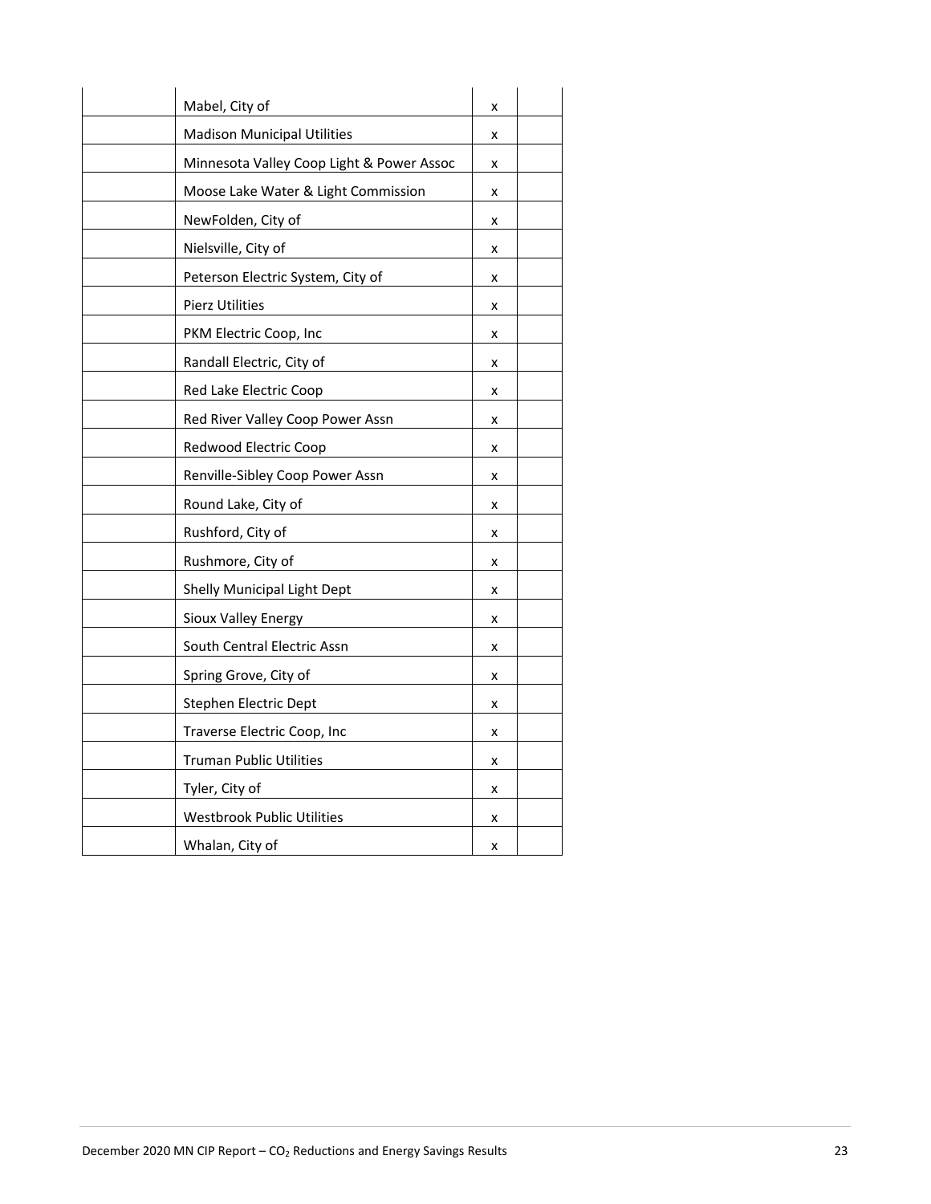| | | | |
|---|---|---|---|
| | Mabel, City of | x | |
| | Madison Municipal Utilities | x | |
| | Minnesota Valley Coop Light & Power Assoc | x | |
| | Moose Lake Water & Light Commission | x | |
| | NewFolden, City of | x | |
| | Nielsville, City of | x | |
| | Peterson Electric System, City of | x | |
| | Pierz Utilities | x | |
| | PKM Electric Coop, Inc | x | |
| | Randall Electric, City of | x | |
| | Red Lake Electric Coop | x | |
| | Red River Valley Coop Power Assn | x | |
| | Redwood Electric Coop | x | |
| | Renville-Sibley Coop Power Assn | x | |
| | Round Lake, City of | x | |
| | Rushford, City of | x | |
| | Rushmore, City of | x | |
| | Shelly Municipal Light Dept | x | |
| | Sioux Valley Energy | x | |
| | South Central Electric Assn | x | |
| | Spring Grove, City of | x | |
| | Stephen Electric Dept | x | |
| | Traverse Electric Coop, Inc | x | |
| | Truman Public Utilities | x | |
| | Tyler, City of | x | |
| | Westbrook Public Utilities | x | |
| | Whalan, City of | x | |